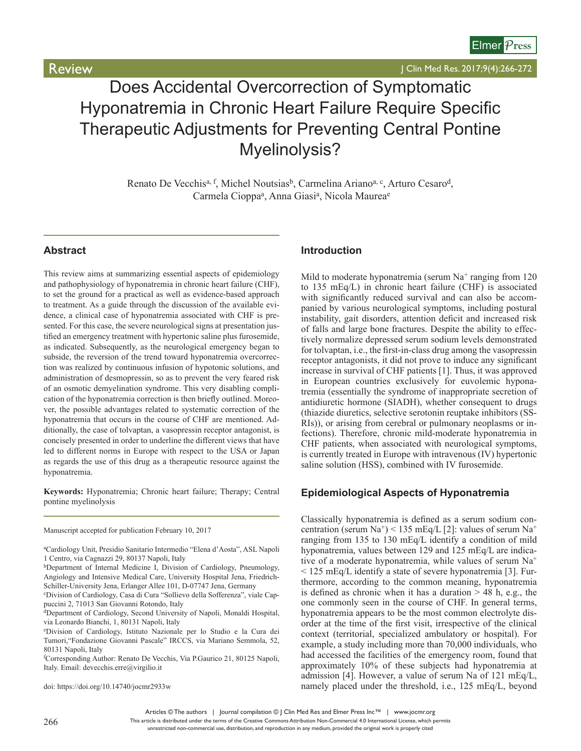Review

# Does Accidental Overcorrection of Symptomatic Hyponatremia in Chronic Heart Failure Require Specific Therapeutic Adjustments for Preventing Central Pontine Myelinolysis?

Renato De Vecchis[a, f], Michel Noutsias[b], Carmelina Ariano[a, c], Arturo Cesaro[d], Carmela Cioppa[a], Anna Giasi[a], Nicola Maurea[e]

## Abstract

This review aims at summarizing essential aspects of epidemiology and pathophysiology of hyponatremia in chronic heart failure (CHF), to set the ground for a practical as well as evidence-based approach to treatment. As a guide through the discussion of the available evidence, a clinical case of hyponatremia associated with CHF is presented. For this case, the severe neurological signs at presentation justified an emergency treatment with hypertonic saline plus furosemide, as indicated. Subsequently, as the neurological emergency began to subside, the reversion of the trend toward hyponatremia overcorrection was realized by continuous infusion of hypotonic solutions, and administration of desmopressin, so as to prevent the very feared risk of an osmotic demyelination syndrome. This very disabling complication of the hyponatremia correction is then briefly outlined. Moreover, the possible advantages related to systematic correction of the hyponatremia that occurs in the course of CHF are mentioned. Additionally, the case of tolvaptan, a vasopressin receptor antagonist, is concisely presented in order to underline the different views that have led to different norms in Europe with respect to the USA or Japan as regards the use of this drug as a therapeutic resource against the hyponatremia.

**Keywords:** Hyponatremia; Chronic heart failure; Therapy; Central pontine myelinolysis

Manuscript accepted for publication February 10, 2017

[a]Cardiology Unit, Presidio Sanitario Intermedio "Elena d'Aosta", ASL Napoli 1 Centro, via Cagnazzi 29, 80137 Napoli, Italy
[b]Department of Internal Medicine I, Division of Cardiology, Pneumology, Angiology and Intensive Medical Care, University Hospital Jena, Friedrich-Schiller-University Jena, Erlanger Allee 101, D-07747 Jena, Germany
[c]Division of Cardiology, Casa di Cura "Sollievo della Sofferenza", viale Cappuccini 2, 71013 San Giovanni Rotondo, Italy
[d]Department of Cardiology, Second University of Napoli, Monaldi Hospital, via Leonardo Bianchi, 1, 80131 Napoli, Italy
[e]Division of Cardiology, Istituto Nazionale per lo Studio e la Cura dei Tumori,"Fondazione Giovanni Pascale" IRCCS, via Mariano Semmola, 52, 80131 Napoli, Italy
[f]Corresponding Author: Renato De Vecchis, Via P.Gaurico 21, 80125 Napoli, Italy. Email: devecchis.erre@virgilio.it

doi: https://doi.org/10.14740/jocmr2933w

## Introduction

Mild to moderate hyponatremia (serum $Na^+$ ranging from 120 to 135 mEq/L) in chronic heart failure (CHF) is associated with significantly reduced survival and can also be accompanied by various neurological symptoms, including postural instability, gait disorders, attention deficit and increased risk of falls and large bone fractures. Despite the ability to effectively normalize depressed serum sodium levels demonstrated for tolvaptan, i.e., the first-in-class drug among the vasopressin receptor antagonists, it did not prove to induce any significant increase in survival of CHF patients [1]. Thus, it was approved in European countries exclusively for euvolemic hyponatremia (essentially the syndrome of inappropriate secretion of antidiuretic hormone (SIADH), whether consequent to drugs (thiazide diuretics, selective serotonin reuptake inhibitors (SSRIs)), or arising from cerebral or pulmonary neoplasms or infections). Therefore, chronic mild-moderate hyponatremia in CHF patients, when associated with neurological symptoms, is currently treated in Europe with intravenous (IV) hypertonic saline solution (HSS), combined with IV furosemide.

## Epidemiological Aspects of Hyponatremia

Classically hyponatremia is defined as a serum sodium concentration (serum $Na^+$) < 135 mEq/L [2]: values of serum $Na^+$ ranging from 135 to 130 mEq/L identify a condition of mild hyponatremia, values between 129 and 125 mEq/L are indicative of a moderate hyponatremia, while values of serum $Na^+$ < 125 mEq/L identify a state of severe hyponatremia [3]. Furthermore, according to the common meaning, hyponatremia is defined as chronic when it has a duration > 48 h, e.g., the one commonly seen in the course of CHF. In general terms, hyponatremia appears to be the most common electrolyte disorder at the time of the first visit, irrespective of the clinical context (territorial, specialized ambulatory or hospital). For example, a study including more than 70,000 individuals, who had accessed the facilities of the emergency room, found that approximately 10% of these subjects had hyponatremia at admission [4]. However, a value of serum Na of 121 mEq/L, namely placed under the threshold, i.e., 125 mEq/L, beyond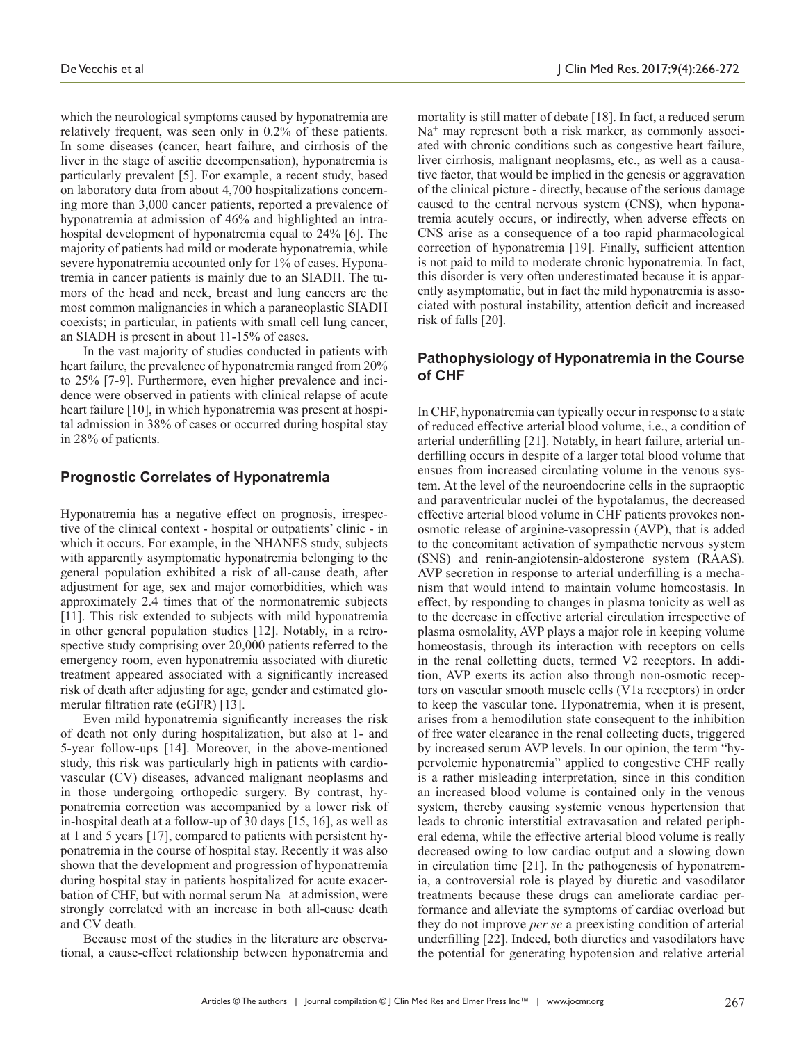which the neurological symptoms caused by hyponatremia are relatively frequent, was seen only in 0.2% of these patients. In some diseases (cancer, heart failure, and cirrhosis of the liver in the stage of ascitic decompensation), hyponatremia is particularly prevalent [5]. For example, a recent study, based on laboratory data from about 4,700 hospitalizations concerning more than 3,000 cancer patients, reported a prevalence of hyponatremia at admission of 46% and highlighted an intrahospital development of hyponatremia equal to 24% [6]. The majority of patients had mild or moderate hyponatremia, while severe hyponatremia accounted only for 1% of cases. Hyponatremia in cancer patients is mainly due to an SIADH. The tumors of the head and neck, breast and lung cancers are the most common malignancies in which a paraneoplastic SIADH coexists; in particular, in patients with small cell lung cancer, an SIADH is present in about 11-15% of cases.

In the vast majority of studies conducted in patients with heart failure, the prevalence of hyponatremia ranged from 20% to 25% [7-9]. Furthermore, even higher prevalence and incidence were observed in patients with clinical relapse of acute heart failure [10], in which hyponatremia was present at hospital admission in 38% of cases or occurred during hospital stay in 28% of patients.

## Prognostic Correlates of Hyponatremia

Hyponatremia has a negative effect on prognosis, irrespective of the clinical context - hospital or outpatients' clinic - in which it occurs. For example, in the NHANES study, subjects with apparently asymptomatic hyponatremia belonging to the general population exhibited a risk of all-cause death, after adjustment for age, sex and major comorbidities, which was approximately 2.4 times that of the normonatremic subjects [11]. This risk extended to subjects with mild hyponatremia in other general population studies [12]. Notably, in a retrospective study comprising over 20,000 patients referred to the emergency room, even hyponatremia associated with diuretic treatment appeared associated with a significantly increased risk of death after adjusting for age, gender and estimated glomerular filtration rate (eGFR) [13].

Even mild hyponatremia significantly increases the risk of death not only during hospitalization, but also at 1- and 5-year follow-ups [14]. Moreover, in the above-mentioned study, this risk was particularly high in patients with cardiovascular (CV) diseases, advanced malignant neoplasms and in those undergoing orthopedic surgery. By contrast, hyponatremia correction was accompanied by a lower risk of in-hospital death at a follow-up of 30 days [15, 16], as well as at 1 and 5 years [17], compared to patients with persistent hyponatremia in the course of hospital stay. Recently it was also shown that the development and progression of hyponatremia during hospital stay in patients hospitalized for acute exacerbation of CHF, but with normal serum $Na^+$ at admission, were strongly correlated with an increase in both all-cause death and CV death.

Because most of the studies in the literature are observational, a cause-effect relationship between hyponatremia and mortality is still matter of debate [18]. In fact, a reduced serum $Na^+$ may represent both a risk marker, as commonly associated with chronic conditions such as congestive heart failure, liver cirrhosis, malignant neoplasms, etc., as well as a causative factor, that would be implied in the genesis or aggravation of the clinical picture - directly, because of the serious damage caused to the central nervous system (CNS), when hyponatremia acutely occurs, or indirectly, when adverse effects on CNS arise as a consequence of a too rapid pharmacological correction of hyponatremia [19]. Finally, sufficient attention is not paid to mild to moderate chronic hyponatremia. In fact, this disorder is very often underestimated because it is apparently asymptomatic, but in fact the mild hyponatremia is associated with postural instability, attention deficit and increased risk of falls [20].

## Pathophysiology of Hyponatremia in the Course of CHF

In CHF, hyponatremia can typically occur in response to a state of reduced effective arterial blood volume, i.e., a condition of arterial underfilling [21]. Notably, in heart failure, arterial underfilling occurs in despite of a larger total blood volume that ensues from increased circulating volume in the venous system. At the level of the neuroendocrine cells in the supraoptic and paraventricular nuclei of the hypotalamus, the decreased effective arterial blood volume in CHF patients provokes non-osmotic release of arginine-vasopressin (AVP), that is added to the concomitant activation of sympathetic nervous system (SNS) and renin-angiotensin-aldosterone system (RAAS). AVP secretion in response to arterial underfilling is a mechanism that would intend to maintain volume homeostasis. In effect, by responding to changes in plasma tonicity as well as to the decrease in effective arterial circulation irrespective of plasma osmolality, AVP plays a major role in keeping volume homeostasis, through its interaction with receptors on cells in the renal colletting ducts, termed V2 receptors. In addition, AVP exerts its action also through non-osmotic receptors on vascular smooth muscle cells (V1a receptors) in order to keep the vascular tone. Hyponatremia, when it is present, arises from a hemodilution state consequent to the inhibition of free water clearance in the renal collecting ducts, triggered by increased serum AVP levels. In our opinion, the term "hypervolemic hyponatremia" applied to congestive CHF really is a rather misleading interpretation, since in this condition an increased blood volume is contained only in the venous system, thereby causing systemic venous hypertension that leads to chronic interstitial extravasation and related peripheral edema, while the effective arterial blood volume is really decreased owing to low cardiac output and a slowing down in circulation time [21]. In the pathogenesis of hyponatremia, a controversial role is played by diuretic and vasodilator treatments because these drugs can ameliorate cardiac performance and alleviate the symptoms of cardiac overload but they do not improve *per se* a preexisting condition of arterial underfilling [22]. Indeed, both diuretics and vasodilators have the potential for generating hypotension and relative arterial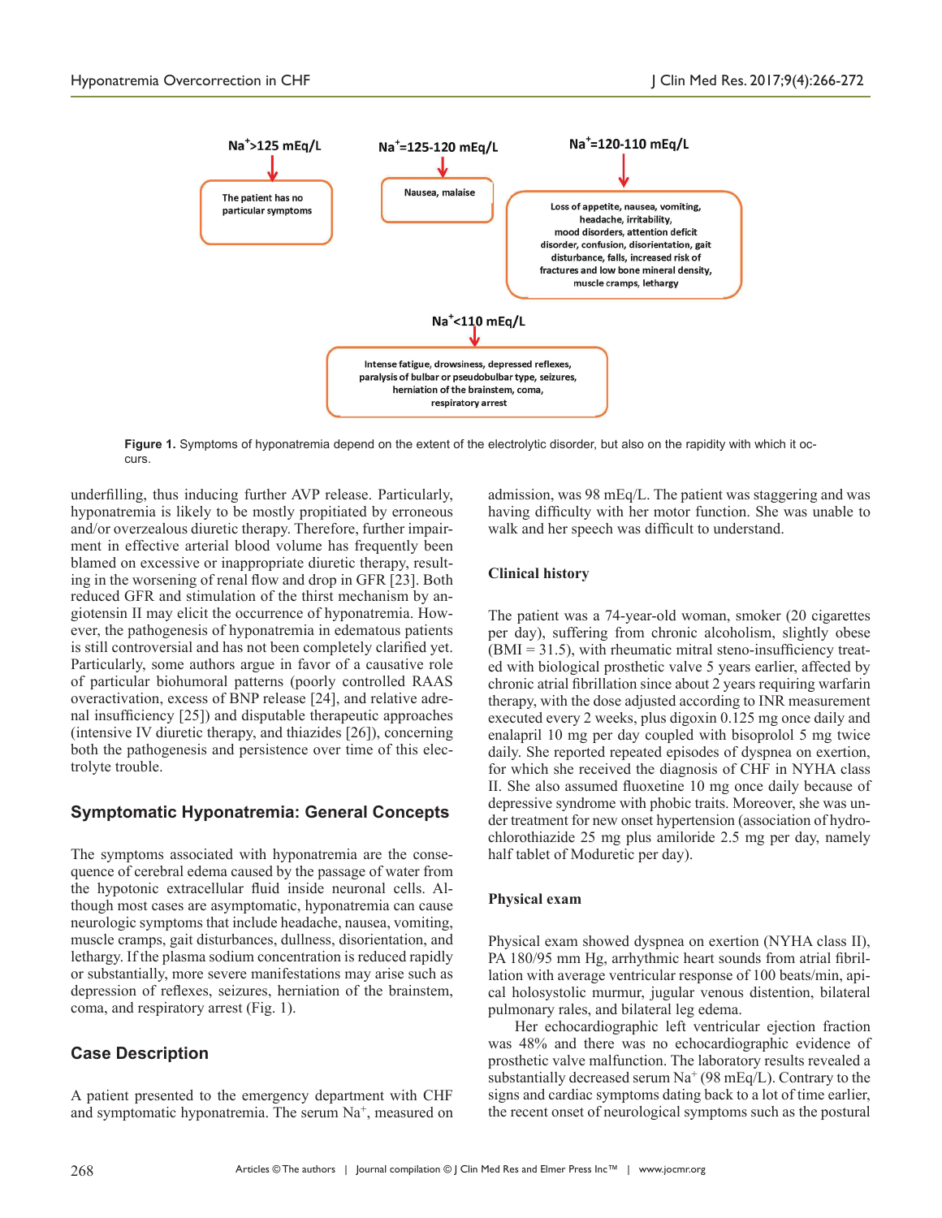Na+>125 mEq/L → The patient has no particular symptoms

Na+=125-120 mEq/L → Nausea, malaise

Na+=120-110 mEq/L → Loss of appetite, nausea, vomiting, headache, irritability, mood disorders, attention deficit disorder, confusion, disorientation, gait disturbance, falls, increased risk of fractures and low bone mineral density, muscle cramps, lethargy

Na+<110 mEq/L → Intense fatigue, drowsiness, depressed reflexes, paralysis of bulbar or pseudobulbar type, seizures, herniation of the brainstem, coma, respiratory arrest

**Figure 1.** Symptoms of hyponatremia depend on the extent of the electrolytic disorder, but also on the rapidity with which it occurs.

underfilling, thus inducing further AVP release. Particularly, hyponatremia is likely to be mostly propitiated by erroneous and/or overzealous diuretic therapy. Therefore, further impairment in effective arterial blood volume has frequently been blamed on excessive or inappropriate diuretic therapy, resulting in the worsening of renal flow and drop in GFR [23]. Both reduced GFR and stimulation of the thirst mechanism by angiotensin II may elicit the occurrence of hyponatremia. However, the pathogenesis of hyponatremia in edematous patients is still controversial and has not been completely clarified yet. Particularly, some authors argue in favor of a causative role of particular biohumoral patterns (poorly controlled RAAS overactivation, excess of BNP release [24], and relative adrenal insufficiency [25]) and disputable therapeutic approaches (intensive IV diuretic therapy, and thiazides [26]), concerning both the pathogenesis and persistence over time of this electrolyte trouble.

## Symptomatic Hyponatremia: General Concepts

The symptoms associated with hyponatremia are the consequence of cerebral edema caused by the passage of water from the hypotonic extracellular fluid inside neuronal cells. Although most cases are asymptomatic, hyponatremia can cause neurologic symptoms that include headache, nausea, vomiting, muscle cramps, gait disturbances, dullness, disorientation, and lethargy. If the plasma sodium concentration is reduced rapidly or substantially, more severe manifestations may arise such as depression of reflexes, seizures, herniation of the brainstem, coma, and respiratory arrest (Fig. 1).

## Case Description

A patient presented to the emergency department with CHF and symptomatic hyponatremia. The serum $Na^+$, measured on admission, was 98 mEq/L. The patient was staggering and was having difficulty with her motor function. She was unable to walk and her speech was difficult to understand.

### Clinical history

The patient was a 74-year-old woman, smoker (20 cigarettes per day), suffering from chronic alcoholism, slightly obese (BMI = 31.5), with rheumatic mitral steno-insufficiency treated with biological prosthetic valve 5 years earlier, affected by chronic atrial fibrillation since about 2 years requiring warfarin therapy, with the dose adjusted according to INR measurement executed every 2 weeks, plus digoxin 0.125 mg once daily and enalapril 10 mg per day coupled with bisoprolol 5 mg twice daily. She reported repeated episodes of dyspnea on exertion, for which she received the diagnosis of CHF in NYHA class II. She also assumed fluoxetine 10 mg once daily because of depressive syndrome with phobic traits. Moreover, she was under treatment for new onset hypertension (association of hydrochlorothiazide 25 mg plus amiloride 2.5 mg per day, namely half tablet of Moduretic per day).

### Physical exam

Physical exam showed dyspnea on exertion (NYHA class II), PA 180/95 mm Hg, arrhythmic heart sounds from atrial fibrillation with average ventricular response of 100 beats/min, apical holosystolic murmur, jugular venous distention, bilateral pulmonary rales, and bilateral leg edema.

Her echocardiographic left ventricular ejection fraction was 48% and there was no echocardiographic evidence of prosthetic valve malfunction. The laboratory results revealed a substantially decreased serum $Na^+$ (98 mEq/L). Contrary to the signs and cardiac symptoms dating back to a lot of time earlier, the recent onset of neurological symptoms such as the postural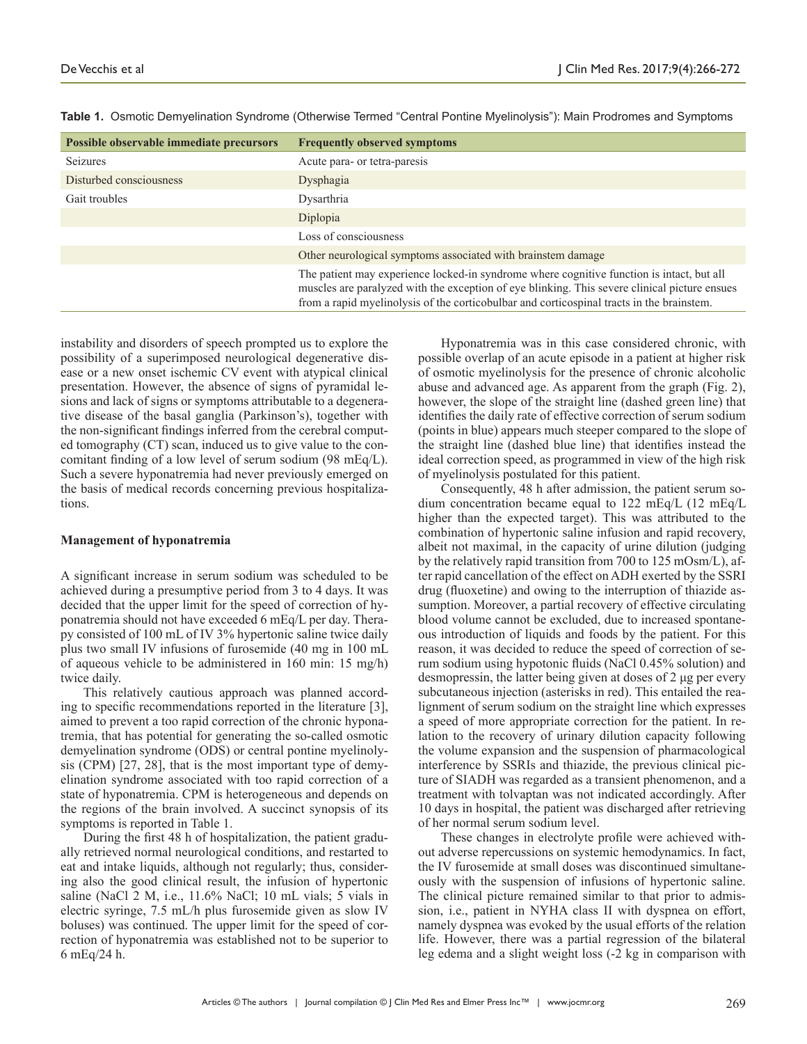**Table 1.** Osmotic Demyelination Syndrome (Otherwise Termed "Central Pontine Myelinolysis"): Main Prodromes and Symptoms

| Possible observable immediate precursors | Frequently observed symptoms |
|---|---|
| Seizures | Acute para- or tetra-paresis |
| Disturbed consciousness | Dysphagia |
| Gait troubles | Dysarthria |
| | Diplopia |
| | Loss of consciousness |
| | Other neurological symptoms associated with brainstem damage |
| | The patient may experience locked-in syndrome where cognitive function is intact, but all muscles are paralyzed with the exception of eye blinking. This severe clinical picture ensues from a rapid myelinolysis of the corticobulbar and corticospinal tracts in the brainstem. |

instability and disorders of speech prompted us to explore the possibility of a superimposed neurological degenerative disease or a new onset ischemic CV event with atypical clinical presentation. However, the absence of signs of pyramidal lesions and lack of signs or symptoms attributable to a degenerative disease of the basal ganglia (Parkinson's), together with the non-significant findings inferred from the cerebral computed tomography (CT) scan, induced us to give value to the concomitant finding of a low level of serum sodium (98 mEq/L). Such a severe hyponatremia had never previously emerged on the basis of medical records concerning previous hospitalizations.

**Management of hyponatremia**

A significant increase in serum sodium was scheduled to be achieved during a presumptive period from 3 to 4 days. It was decided that the upper limit for the speed of correction of hyponatremia should not have exceeded 6 mEq/L per day. Therapy consisted of 100 mL of IV 3% hypertonic saline twice daily plus two small IV infusions of furosemide (40 mg in 100 mL of aqueous vehicle to be administered in 160 min: 15 mg/h) twice daily.

This relatively cautious approach was planned according to specific recommendations reported in the literature [3], aimed to prevent a too rapid correction of the chronic hyponatremia, that has potential for generating the so-called osmotic demyelination syndrome (ODS) or central pontine myelinolysis (CPM) [27, 28], that is the most important type of demyelination syndrome associated with too rapid correction of a state of hyponatremia. CPM is heterogeneous and depends on the regions of the brain involved. A succinct synopsis of its symptoms is reported in Table 1.

During the first 48 h of hospitalization, the patient gradually retrieved normal neurological conditions, and restarted to eat and intake liquids, although not regularly; thus, considering also the good clinical result, the infusion of hypertonic saline (NaCl 2 M, i.e., 11.6% NaCl; 10 mL vials; 5 vials in electric syringe, 7.5 mL/h plus furosemide given as slow IV boluses) was continued. The upper limit for the speed of correction of hyponatremia was established not to be superior to 6 mEq/24 h.

Hyponatremia was in this case considered chronic, with possible overlap of an acute episode in a patient at higher risk of osmotic myelinolysis for the presence of chronic alcoholic abuse and advanced age. As apparent from the graph (Fig. 2), however, the slope of the straight line (dashed green line) that identifies the daily rate of effective correction of serum sodium (points in blue) appears much steeper compared to the slope of the straight line (dashed blue line) that identifies instead the ideal correction speed, as programmed in view of the high risk of myelinolysis postulated for this patient.

Consequently, 48 h after admission, the patient serum sodium concentration became equal to 122 mEq/L (12 mEq/L higher than the expected target). This was attributed to the combination of hypertonic saline infusion and rapid recovery, albeit not maximal, in the capacity of urine dilution (judging by the relatively rapid transition from 700 to 125 mOsm/L), after rapid cancellation of the effect on ADH exerted by the SSRI drug (fluoxetine) and owing to the interruption of thiazide assumption. Moreover, a partial recovery of effective circulating blood volume cannot be excluded, due to increased spontaneous introduction of liquids and foods by the patient. For this reason, it was decided to reduce the speed of correction of serum sodium using hypotonic fluids (NaCl 0.45% solution) and desmopressin, the latter being given at doses of 2 µg per every subcutaneous injection (asterisks in red). This entailed the realignment of serum sodium on the straight line which expresses a speed of more appropriate correction for the patient. In relation to the recovery of urinary dilution capacity following the volume expansion and the suspension of pharmacological interference by SSRIs and thiazide, the previous clinical picture of SIADH was regarded as a transient phenomenon, and a treatment with tolvaptan was not indicated accordingly. After 10 days in hospital, the patient was discharged after retrieving of her normal serum sodium level.

These changes in electrolyte profile were achieved without adverse repercussions on systemic hemodynamics. In fact, the IV furosemide at small doses was discontinued simultaneously with the suspension of infusions of hypertonic saline. The clinical picture remained similar to that prior to admission, i.e., patient in NYHA class II with dyspnea on effort, namely dyspnea was evoked by the usual efforts of the relation life. However, there was a partial regression of the bilateral leg edema and a slight weight loss (-2 kg in comparison with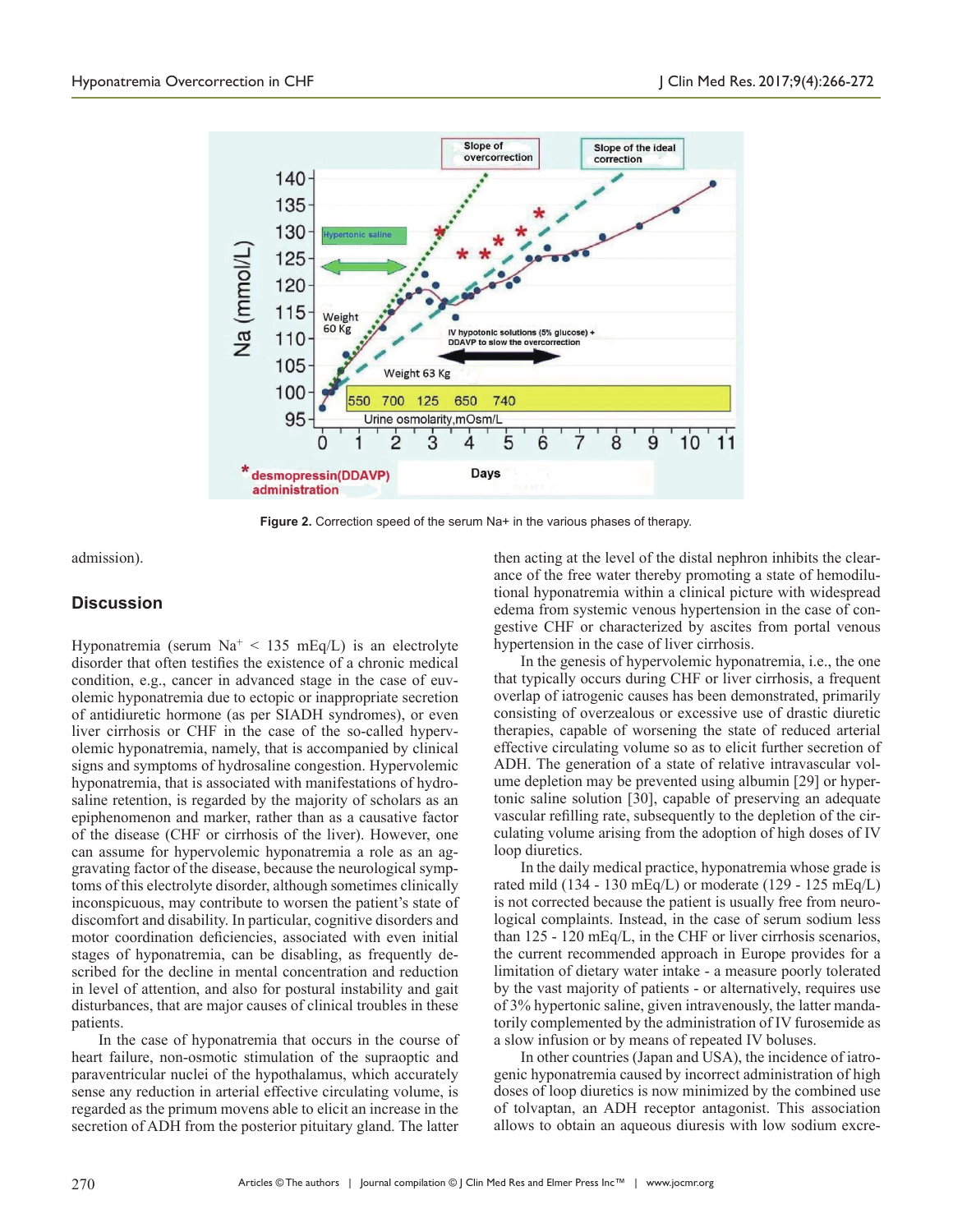Figure 2. Correction speed of the serum Na+ in the various phases of therapy.

admission).

## Discussion

Hyponatremia (serum $Na^+$ < 135 mEq/L) is an electrolyte disorder that often testifies the existence of a chronic medical condition, e.g., cancer in advanced stage in the case of euvolemic hyponatremia due to ectopic or inappropriate secretion of antidiuretic hormone (as per SIADH syndromes), or even liver cirrhosis or CHF in the case of the so-called hypervolemic hyponatremia, namely, that is accompanied by clinical signs and symptoms of hydrosaline congestion. Hypervolemic hyponatremia, that is associated with manifestations of hydrosaline retention, is regarded by the majority of scholars as an epiphenomenon and marker, rather than as a causative factor of the disease (CHF or cirrhosis of the liver). However, one can assume for hypervolemic hyponatremia a role as an aggravating factor of the disease, because the neurological symptoms of this electrolyte disorder, although sometimes clinically inconspicuous, may contribute to worsen the patient's state of discomfort and disability. In particular, cognitive disorders and motor coordination deficiencies, associated with even initial stages of hyponatremia, can be disabling, as frequently described for the decline in mental concentration and reduction in level of attention, and also for postural instability and gait disturbances, that are major causes of clinical troubles in these patients.

In the case of hyponatremia that occurs in the course of heart failure, non-osmotic stimulation of the supraoptic and paraventricular nuclei of the hypothalamus, which accurately sense any reduction in arterial effective circulating volume, is regarded as the primum movens able to elicit an increase in the secretion of ADH from the posterior pituitary gland. The latter then acting at the level of the distal nephron inhibits the clearance of the free water thereby promoting a state of hemodilutional hyponatremia within a clinical picture with widespread edema from systemic venous hypertension in the case of congestive CHF or characterized by ascites from portal venous hypertension in the case of liver cirrhosis.

In the genesis of hypervolemic hyponatremia, i.e., the one that typically occurs during CHF or liver cirrhosis, a frequent overlap of iatrogenic causes has been demonstrated, primarily consisting of overzealous or excessive use of drastic diuretic therapies, capable of worsening the state of reduced arterial effective circulating volume so as to elicit further secretion of ADH. The generation of a state of relative intravascular volume depletion may be prevented using albumin [29] or hypertonic saline solution [30], capable of preserving an adequate vascular refilling rate, subsequently to the depletion of the circulating volume arising from the adoption of high doses of IV loop diuretics.

In the daily medical practice, hyponatremia whose grade is rated mild (134 - 130 mEq/L) or moderate (129 - 125 mEq/L) is not corrected because the patient is usually free from neurological complaints. Instead, in the case of serum sodium less than 125 - 120 mEq/L, in the CHF or liver cirrhosis scenarios, the current recommended approach in Europe provides for a limitation of dietary water intake - a measure poorly tolerated by the vast majority of patients - or alternatively, requires use of 3% hypertonic saline, given intravenously, the latter mandatorily complemented by the administration of IV furosemide as a slow infusion or by means of repeated IV boluses.

In other countries (Japan and USA), the incidence of iatrogenic hyponatremia caused by incorrect administration of high doses of loop diuretics is now minimized by the combined use of tolvaptan, an ADH receptor antagonist. This association allows to obtain an aqueous diuresis with low sodium excre-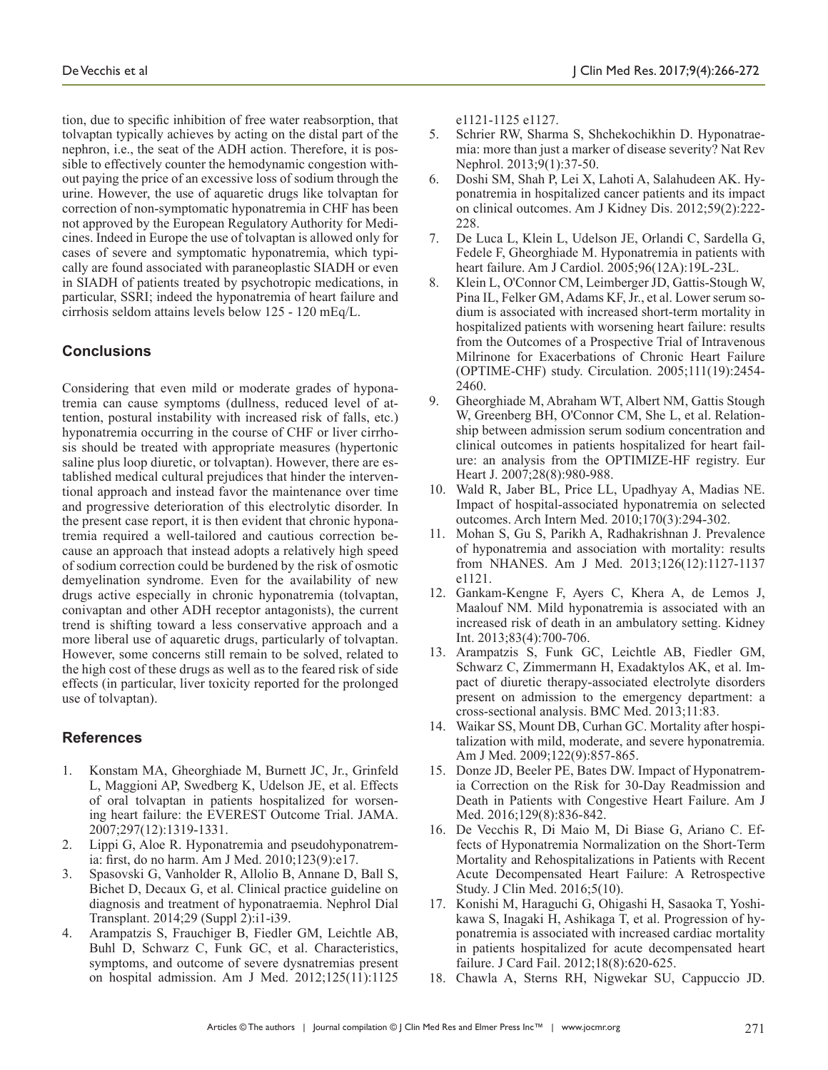tion, due to specific inhibition of free water reabsorption, that tolvaptan typically achieves by acting on the distal part of the nephron, i.e., the seat of the ADH action. Therefore, it is possible to effectively counter the hemodynamic congestion without paying the price of an excessive loss of sodium through the urine. However, the use of aquaretic drugs like tolvaptan for correction of non-symptomatic hyponatremia in CHF has been not approved by the European Regulatory Authority for Medicines. Indeed in Europe the use of tolvaptan is allowed only for cases of severe and symptomatic hyponatremia, which typically are found associated with paraneoplastic SIADH or even in SIADH of patients treated by psychotropic medications, in particular, SSRI; indeed the hyponatremia of heart failure and cirrhosis seldom attains levels below 125 - 120 mEq/L.

## Conclusions

Considering that even mild or moderate grades of hyponatremia can cause symptoms (dullness, reduced level of attention, postural instability with increased risk of falls, etc.) hyponatremia occurring in the course of CHF or liver cirrhosis should be treated with appropriate measures (hypertonic saline plus loop diuretic, or tolvaptan). However, there are established medical cultural prejudices that hinder the interventional approach and instead favor the maintenance over time and progressive deterioration of this electrolytic disorder. In the present case report, it is then evident that chronic hyponatremia required a well-tailored and cautious correction because an approach that instead adopts a relatively high speed of sodium correction could be burdened by the risk of osmotic demyelination syndrome. Even for the availability of new drugs active especially in chronic hyponatremia (tolvaptan, conivaptan and other ADH receptor antagonists), the current trend is shifting toward a less conservative approach and a more liberal use of aquaretic drugs, particularly of tolvaptan. However, some concerns still remain to be solved, related to the high cost of these drugs as well as to the feared risk of side effects (in particular, liver toxicity reported for the prolonged use of tolvaptan).

## References

1. Konstam MA, Gheorghiade M, Burnett JC, Jr., Grinfeld L, Maggioni AP, Swedberg K, Udelson JE, et al. Effects of oral tolvaptan in patients hospitalized for worsening heart failure: the EVEREST Outcome Trial. JAMA. 2007;297(12):1319-1331.
2. Lippi G, Aloe R. Hyponatremia and pseudohyponatremia: first, do no harm. Am J Med. 2010;123(9):e17.
3. Spasovski G, Vanholder R, Allolio B, Annane D, Ball S, Bichet D, Decaux G, et al. Clinical practice guideline on diagnosis and treatment of hyponatraemia. Nephrol Dial Transplant. 2014;29 (Suppl 2):i1-i39.
4. Arampatzis S, Frauchiger B, Fiedler GM, Leichtle AB, Buhl D, Schwarz C, Funk GC, et al. Characteristics, symptoms, and outcome of severe dysnatremias present on hospital admission. Am J Med. 2012;125(11):1125 e1121-1125 e1127.
5. Schrier RW, Sharma S, Shchekochikhin D. Hyponatraemia: more than just a marker of disease severity? Nat Rev Nephrol. 2013;9(1):37-50.
6. Doshi SM, Shah P, Lei X, Lahoti A, Salahudeen AK. Hyponatremia in hospitalized cancer patients and its impact on clinical outcomes. Am J Kidney Dis. 2012;59(2):222-228.
7. De Luca L, Klein L, Udelson JE, Orlandi C, Sardella G, Fedele F, Gheorghiade M. Hyponatremia in patients with heart failure. Am J Cardiol. 2005;96(12A):19L-23L.
8. Klein L, O'Connor CM, Leimberger JD, Gattis-Stough W, Pina IL, Felker GM, Adams KF, Jr., et al. Lower serum sodium is associated with increased short-term mortality in hospitalized patients with worsening heart failure: results from the Outcomes of a Prospective Trial of Intravenous Milrinone for Exacerbations of Chronic Heart Failure (OPTIME-CHF) study. Circulation. 2005;111(19):2454-2460.
9. Gheorghiade M, Abraham WT, Albert NM, Gattis Stough W, Greenberg BH, O'Connor CM, She L, et al. Relationship between admission serum sodium concentration and clinical outcomes in patients hospitalized for heart failure: an analysis from the OPTIMIZE-HF registry. Eur Heart J. 2007;28(8):980-988.
10. Wald R, Jaber BL, Price LL, Upadhyay A, Madias NE. Impact of hospital-associated hyponatremia on selected outcomes. Arch Intern Med. 2010;170(3):294-302.
11. Mohan S, Gu S, Parikh A, Radhakrishnan J. Prevalence of hyponatremia and association with mortality: results from NHANES. Am J Med. 2013;126(12):1127-1137 e1121.
12. Gankam-Kengne F, Ayers C, Khera A, de Lemos J, Maalouf NM. Mild hyponatremia is associated with an increased risk of death in an ambulatory setting. Kidney Int. 2013;83(4):700-706.
13. Arampatzis S, Funk GC, Leichtle AB, Fiedler GM, Schwarz C, Zimmermann H, Exadaktylos AK, et al. Impact of diuretic therapy-associated electrolyte disorders present on admission to the emergency department: a cross-sectional analysis. BMC Med. 2013;11:83.
14. Waikar SS, Mount DB, Curhan GC. Mortality after hospitalization with mild, moderate, and severe hyponatremia. Am J Med. 2009;122(9):857-865.
15. Donze JD, Beeler PE, Bates DW. Impact of Hyponatremia Correction on the Risk for 30-Day Readmission and Death in Patients with Congestive Heart Failure. Am J Med. 2016;129(8):836-842.
16. De Vecchis R, Di Maio M, Di Biase G, Ariano C. Effects of Hyponatremia Normalization on the Short-Term Mortality and Rehospitalizations in Patients with Recent Acute Decompensated Heart Failure: A Retrospective Study. J Clin Med. 2016;5(10).
17. Konishi M, Haraguchi G, Ohigashi H, Sasaoka T, Yoshikawa S, Inagaki H, Ashikaga T, et al. Progression of hyponatremia is associated with increased cardiac mortality in patients hospitalized for acute decompensated heart failure. J Card Fail. 2012;18(8):620-625.
18. Chawla A, Sterns RH, Nigwekar SU, Cappuccio JD.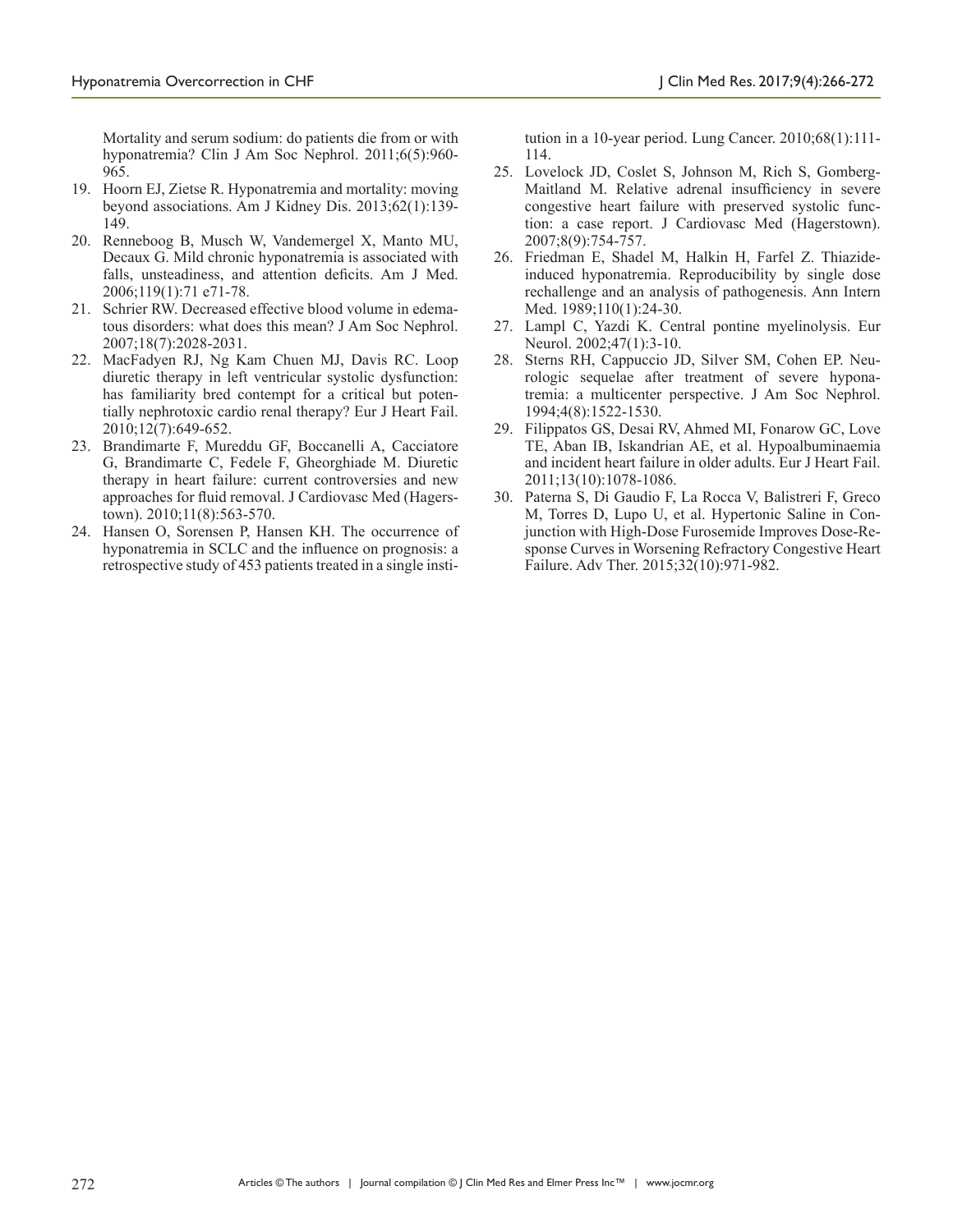Mortality and serum sodium: do patients die from or with hyponatremia? Clin J Am Soc Nephrol. 2011;6(5):960-965.

19. Hoorn EJ, Zietse R. Hyponatremia and mortality: moving beyond associations. Am J Kidney Dis. 2013;62(1):139-149.
20. Renneboog B, Musch W, Vandemergel X, Manto MU, Decaux G. Mild chronic hyponatremia is associated with falls, unsteadiness, and attention deficits. Am J Med. 2006;119(1):71 e71-78.
21. Schrier RW. Decreased effective blood volume in edematous disorders: what does this mean? J Am Soc Nephrol. 2007;18(7):2028-2031.
22. MacFadyen RJ, Ng Kam Chuen MJ, Davis RC. Loop diuretic therapy in left ventricular systolic dysfunction: has familiarity bred contempt for a critical but potentially nephrotoxic cardio renal therapy? Eur J Heart Fail. 2010;12(7):649-652.
23. Brandimarte F, Mureddu GF, Boccanelli A, Cacciatore G, Brandimarte C, Fedele F, Gheorghiade M. Diuretic therapy in heart failure: current controversies and new approaches for fluid removal. J Cardiovasc Med (Hagerstown). 2010;11(8):563-570.
24. Hansen O, Sorensen P, Hansen KH. The occurrence of hyponatremia in SCLC and the influence on prognosis: a retrospective study of 453 patients treated in a single institution in a 10-year period. Lung Cancer. 2010;68(1):111-114.
25. Lovelock JD, Coslet S, Johnson M, Rich S, Gomberg-Maitland M. Relative adrenal insufficiency in severe congestive heart failure with preserved systolic function: a case report. J Cardiovasc Med (Hagerstown). 2007;8(9):754-757.
26. Friedman E, Shadel M, Halkin H, Farfel Z. Thiazide-induced hyponatremia. Reproducibility by single dose rechallenge and an analysis of pathogenesis. Ann Intern Med. 1989;110(1):24-30.
27. Lampl C, Yazdi K. Central pontine myelinolysis. Eur Neurol. 2002;47(1):3-10.
28. Sterns RH, Cappuccio JD, Silver SM, Cohen EP. Neurologic sequelae after treatment of severe hyponatremia: a multicenter perspective. J Am Soc Nephrol. 1994;4(8):1522-1530.
29. Filippatos GS, Desai RV, Ahmed MI, Fonarow GC, Love TE, Aban IB, Iskandrian AE, et al. Hypoalbuminaemia and incident heart failure in older adults. Eur J Heart Fail. 2011;13(10):1078-1086.
30. Paterna S, Di Gaudio F, La Rocca V, Balistreri F, Greco M, Torres D, Lupo U, et al. Hypertonic Saline in Conjunction with High-Dose Furosemide Improves Dose-Response Curves in Worsening Refractory Congestive Heart Failure. Adv Ther. 2015;32(10):971-982.